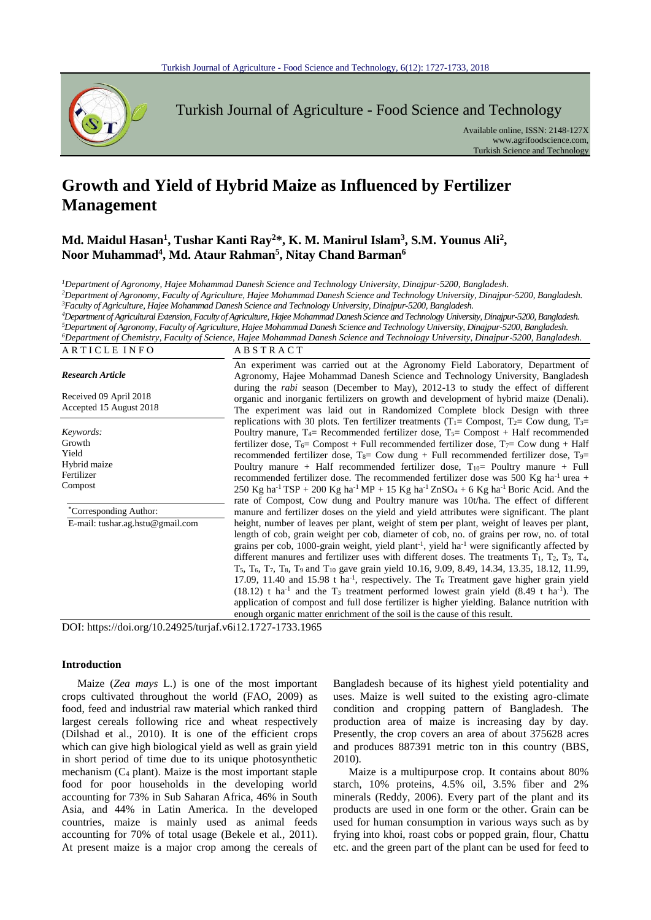# Growth and Yield of Hybrid Maize as Influenced by Fertilizer Management

**Md. Maidul Hasan[1], Tushar Kanti Ray[2]*, K. M. Manirul Islam[3], S.M. Younus Ali[2], Noor Muhammad[4], Md. Ataur Rahman[5], Nitay Chand Barman[6]**

[1]*Department of Agronomy, Hajee Mohammad Danesh Science and Technology University, Dinajpur-5200, Bangladesh.*
[2]*Department of Agronomy, Faculty of Agriculture, Hajee Mohammad Danesh Science and Technology University, Dinajpur-5200, Bangladesh.*
[3]*Faculty of Agriculture, Hajee Mohammad Danesh Science and Technology University, Dinajpur-5200, Bangladesh.*
[4]*Department of Agricultural Extension, Faculty of Agriculture, Hajee Mohammad Danesh Science and Technology University, Dinajpur-5200, Bangladesh.*
[5]*Department of Agronomy, Faculty of Agriculture, Hajee Mohammad Danesh Science and Technology University, Dinajpur-5200, Bangladesh.*
[6]*Department of Chemistry, Faculty of Science, Hajee Mohammad Danesh Science and Technology University, Dinajpur-5200, Bangladesh.*

## ARTICLE INFO

***Research Article***

Received 09 April 2018
Accepted 15 August 2018

*Keywords:*
Growth
Yield
Hybrid maize
Fertilizer
Compost

*Corresponding Author:
E-mail: tushar.ag.hstu@gmail.com

## ABSTRACT

An experiment was carried out at the Agronomy Field Laboratory, Department of Agronomy, Hajee Mohammad Danesh Science and Technology University, Bangladesh during the *rabi* season (December to May), 2012-13 to study the effect of different organic and inorganic fertilizers on growth and development of hybrid maize (Denali). The experiment was laid out in Randomized Complete block Design with three replications with 30 plots. Ten fertilizer treatments ($T_1$= Compost, $T_2$= Cow dung, $T_3$= Poultry manure, $T_4$= Recommended fertilizer dose, $T_5$= Compost + Half recommended fertilizer dose, $T_6$= Compost + Full recommended fertilizer dose, $T_7$= Cow dung + Half recommended fertilizer dose, $T_8$= Cow dung + Full recommended fertilizer dose, $T_9$= Poultry manure + Half recommended fertilizer dose, $T_{10}$= Poultry manure + Full recommended fertilizer dose. The recommended fertilizer dose was 500 Kg $ha^{-1}$ urea + 250 Kg $ha^{-1}$ TSP + 200 Kg $ha^{-1}$ MP + 15 Kg $ha^{-1}$ $ZnSO_4$ + 6 Kg $ha^{-1}$ Boric Acid. And the rate of Compost, Cow dung and Poultry manure was 10t/ha. The effect of different manure and fertilizer doses on the yield and yield attributes were significant. The plant height, number of leaves per plant, weight of stem per plant, weight of leaves per plant, length of cob, grain weight per cob, diameter of cob, no. of grains per row, no. of total grains per cob, 1000-grain weight, yield $plant^{-1}$, yield $ha^{-1}$ were significantly affected by different manures and fertilizer uses with different doses. The treatments $T_1$, $T_2$, $T_3$, $T_4$, $T_5$, $T_6$, $T_7$, $T_8$, $T_9$ and $T_{10}$ gave grain yield 10.16, 9.09, 8.49, 14.34, 13.35, 18.12, 11.99, 17.09, 11.40 and 15.98 t $ha^{-1}$, respectively. The $T_6$ Treatment gave higher grain yield (18.12) t $ha^{-1}$ and the $T_3$ treatment performed lowest grain yield (8.49 t $ha^{-1}$). The application of compost and full dose fertilizer is higher yielding. Balance nutrition with enough organic matter enrichment of the soil is the cause of this result.

DOI: https://doi.org/10.24925/turjaf.v6i12.1727-1733.1965

## Introduction

Maize (*Zea mays* L.) is one of the most important crops cultivated throughout the world (FAO, 2009) as food, feed and industrial raw material which ranked third largest cereals following rice and wheat respectively (Dilshad et al., 2010). It is one of the efficient crops which can give high biological yield as well as grain yield in short period of time due to its unique photosynthetic mechanism ($C_4$ plant). Maize is the most important staple food for poor households in the developing world accounting for 73% in Sub Saharan Africa, 46% in South Asia, and 44% in Latin America. In the developed countries, maize is mainly used as animal feeds accounting for 70% of total usage (Bekele et al., 2011). At present maize is a major crop among the cereals of Bangladesh because of its highest yield potentiality and uses. Maize is well suited to the existing agro-climate condition and cropping pattern of Bangladesh. The production area of maize is increasing day by day. Presently, the crop covers an area of about 375628 acres and produces 887391 metric ton in this country (BBS, 2010).

Maize is a multipurpose crop. It contains about 80% starch, 10% proteins, 4.5% oil, 3.5% fiber and 2% minerals (Reddy, 2006). Every part of the plant and its products are used in one form or the other. Grain can be used for human consumption in various ways such as by frying into khoi, roast cobs or popped grain, flour, Chattu etc. and the green part of the plant can be used for feed to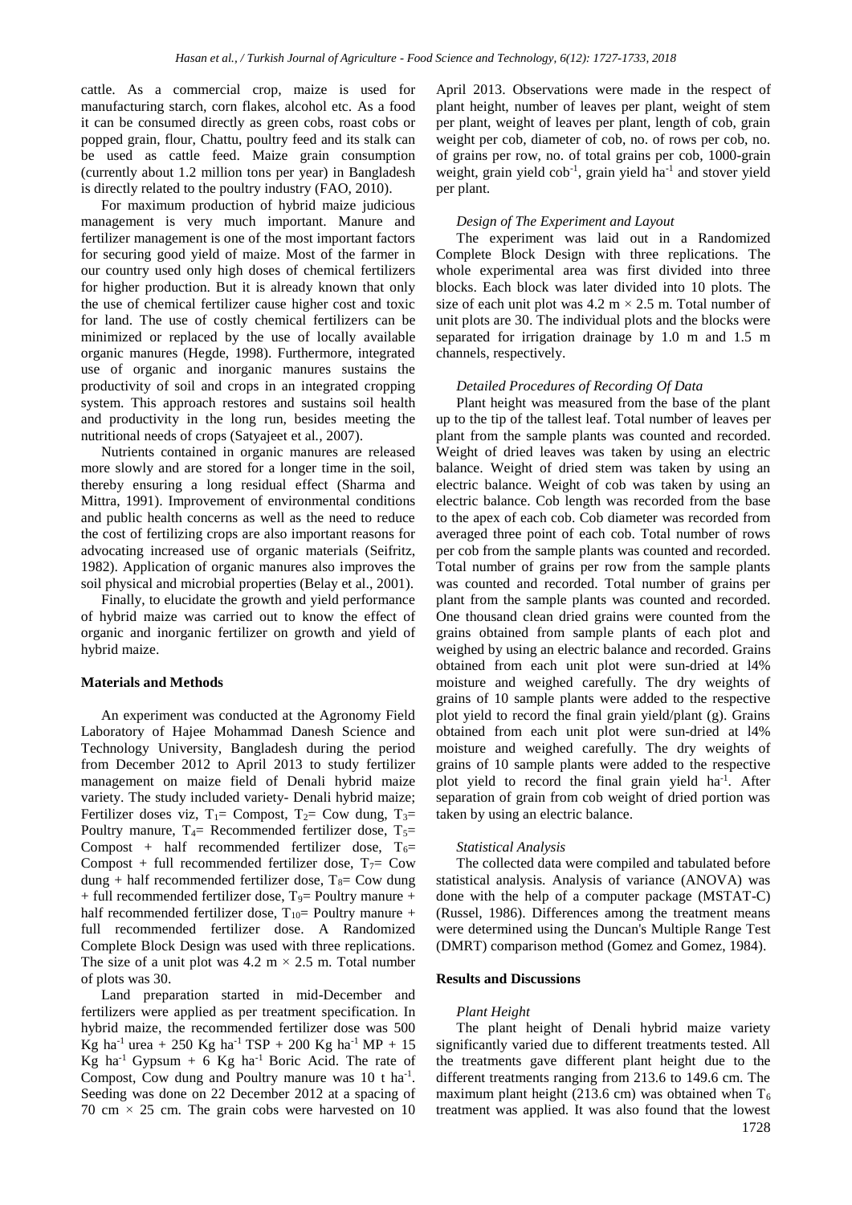cattle. As a commercial crop, maize is used for manufacturing starch, corn flakes, alcohol etc. As a food it can be consumed directly as green cobs, roast cobs or popped grain, flour, Chattu, poultry feed and its stalk can be used as cattle feed. Maize grain consumption (currently about 1.2 million tons per year) in Bangladesh is directly related to the poultry industry (FAO, 2010).

For maximum production of hybrid maize judicious management is very much important. Manure and fertilizer management is one of the most important factors for securing good yield of maize. Most of the farmer in our country used only high doses of chemical fertilizers for higher production. But it is already known that only the use of chemical fertilizer cause higher cost and toxic for land. The use of costly chemical fertilizers can be minimized or replaced by the use of locally available organic manures (Hegde, 1998). Furthermore, integrated use of organic and inorganic manures sustains the productivity of soil and crops in an integrated cropping system. This approach restores and sustains soil health and productivity in the long run, besides meeting the nutritional needs of crops (Satyajeet et al., 2007).

Nutrients contained in organic manures are released more slowly and are stored for a longer time in the soil, thereby ensuring a long residual effect (Sharma and Mittra, 1991). Improvement of environmental conditions and public health concerns as well as the need to reduce the cost of fertilizing crops are also important reasons for advocating increased use of organic materials (Seifritz, 1982). Application of organic manures also improves the soil physical and microbial properties (Belay et al., 2001).

Finally, to elucidate the growth and yield performance of hybrid maize was carried out to know the effect of organic and inorganic fertilizer on growth and yield of hybrid maize.

## Materials and Methods

An experiment was conducted at the Agronomy Field Laboratory of Hajee Mohammad Danesh Science and Technology University, Bangladesh during the period from December 2012 to April 2013 to study fertilizer management on maize field of Denali hybrid maize variety. The study included variety- Denali hybrid maize; Fertilizer doses viz, $T_1$= Compost, $T_2$= Cow dung, $T_3$= Poultry manure, $T_4$= Recommended fertilizer dose, $T_5$= Compost + half recommended fertilizer dose, $T_6$= Compost + full recommended fertilizer dose, $T_7$= Cow dung + half recommended fertilizer dose, $T_8$= Cow dung + full recommended fertilizer dose, $T_9$= Poultry manure + half recommended fertilizer dose, $T_{10}$= Poultry manure + full recommended fertilizer dose. A Randomized Complete Block Design was used with three replications. The size of a unit plot was 4.2 m × 2.5 m. Total number of plots was 30.

Land preparation started in mid-December and fertilizers were applied as per treatment specification. In hybrid maize, the recommended fertilizer dose was 500 Kg ha$^{-1}$ urea + 250 Kg ha$^{-1}$ TSP + 200 Kg ha$^{-1}$ MP + 15 Kg ha$^{-1}$ Gypsum + 6 Kg ha$^{-1}$ Boric Acid. The rate of Compost, Cow dung and Poultry manure was 10 t ha$^{-1}$. Seeding was done on 22 December 2012 at a spacing of 70 cm × 25 cm. The grain cobs were harvested on 10 April 2013. Observations were made in the respect of plant height, number of leaves per plant, weight of stem per plant, weight of leaves per plant, length of cob, grain weight per cob, diameter of cob, no. of rows per cob, no. of grains per row, no. of total grains per cob, 1000-grain weight, grain yield cob$^{-1}$, grain yield ha$^{-1}$ and stover yield per plant.

### *Design of The Experiment and Layout*

The experiment was laid out in a Randomized Complete Block Design with three replications. The whole experimental area was first divided into three blocks. Each block was later divided into 10 plots. The size of each unit plot was 4.2 m × 2.5 m. Total number of unit plots are 30. The individual plots and the blocks were separated for irrigation drainage by 1.0 m and 1.5 m channels, respectively.

### *Detailed Procedures of Recording Of Data*

Plant height was measured from the base of the plant up to the tip of the tallest leaf. Total number of leaves per plant from the sample plants was counted and recorded. Weight of dried leaves was taken by using an electric balance. Weight of dried stem was taken by using an electric balance. Weight of cob was taken by using an electric balance. Cob length was recorded from the base to the apex of each cob. Cob diameter was recorded from averaged three point of each cob. Total number of rows per cob from the sample plants was counted and recorded. Total number of grains per row from the sample plants was counted and recorded. Total number of grains per plant from the sample plants was counted and recorded. One thousand clean dried grains were counted from the grains obtained from sample plants of each plot and weighed by using an electric balance and recorded. Grains obtained from each unit plot were sun-dried at l4% moisture and weighed carefully. The dry weights of grains of 10 sample plants were added to the respective plot yield to record the final grain yield/plant (g). Grains obtained from each unit plot were sun-dried at l4% moisture and weighed carefully. The dry weights of grains of 10 sample plants were added to the respective plot yield to record the final grain yield ha$^{-1}$. After separation of grain from cob weight of dried portion was taken by using an electric balance.

### *Statistical Analysis*

The collected data were compiled and tabulated before statistical analysis. Analysis of variance (ANOVA) was done with the help of a computer package (MSTAT-C) (Russel, 1986). Differences among the treatment means were determined using the Duncan's Multiple Range Test (DMRT) comparison method (Gomez and Gomez, 1984).

## Results and Discussions

### *Plant Height*

The plant height of Denali hybrid maize variety significantly varied due to different treatments tested. All the treatments gave different plant height due to the different treatments ranging from 213.6 to 149.6 cm. The maximum plant height (213.6 cm) was obtained when $T_6$ treatment was applied. It was also found that the lowest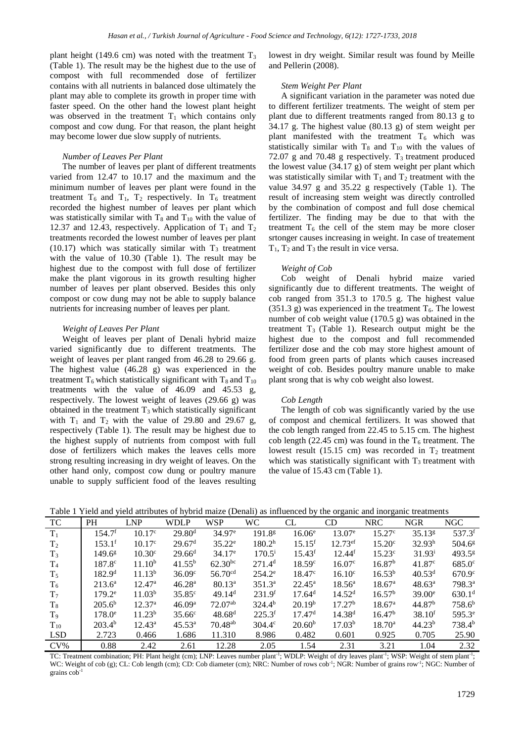plant height (149.6 cm) was noted with the treatment $T_3$ (Table 1). The result may be the highest due to the use of compost with full recommended dose of fertilizer contains with all nutrients in balanced dose ultimately the plant may able to complete its growth in proper time with faster speed. On the other hand the lowest plant height was observed in the treatment $T_1$ which contains only compost and cow dung. For that reason, the plant height may become lower due slow supply of nutrients.

### *Number of Leaves Per Plant*

The number of leaves per plant of different treatments varied from 12.47 to 10.17 and the maximum and the minimum number of leaves per plant were found in the treatment $T_6$ and $T_1$, $T_2$ respectively. In $T_6$ treatment recorded the highest number of leaves per plant which was statistically similar with $T_8$ and $T_{10}$ with the value of 12.37 and 12.43, respectively. Application of $T_1$ and $T_2$ treatments recorded the lowest number of leaves per plant (10.17) which was statically similar with $T_3$ treatment with the value of 10.30 (Table 1). The result may be highest due to the compost with full dose of fertilizer make the plant vigorous in its growth resulting higher number of leaves per plant observed. Besides this only compost or cow dung may not be able to supply balance nutrients for increasing number of leaves per plant.

### *Weight of Leaves Per Plant*

Weight of leaves per plant of Denali hybrid maize varied significantly due to different treatments. The weight of leaves per plant ranged from 46.28 to 29.66 g. The highest value (46.28 g) was experienced in the treatment $T_6$ which statistically significant with $T_8$ and $T_{10}$ treatments with the value of 46.09 and 45.53 g, respectively. The lowest weight of leaves (29.66 g) was obtained in the treatment $T_3$ which statistically significant with $T_1$ and $T_2$ with the value of 29.80 and 29.67 g, respectively (Table 1). The result may be highest due to the highest supply of nutrients from compost with full dose of fertilizers which makes the leaves cells more strong resulting increasing in dry weight of leaves. On the other hand only, compost cow dung or poultry manure unable to supply sufficient food of the leaves resulting lowest in dry weight. Similar result was found by Meille and Pellerin (2008).

### *Stem Weight Per Plant*

A significant variation in the parameter was noted due to different fertilizer treatments. The weight of stem per plant due to different treatments ranged from 80.13 g to 34.17 g. The highest value (80.13 g) of stem weight per plant manifested with the treatment $T_6$ which was statistically similar with $T_8$ and $T_{10}$ with the values of 72.07 g and 70.48 g respectively. $T_3$ treatment produced the lowest value (34.17 g) of stem weight per plant which was statistically similar with $T_1$ and $T_2$ treatment with the value 34.97 g and 35.22 g respectively (Table 1). The result of increasing stem weight was directly controlled by the combination of compost and full dose chemical fertilizer. The finding may be due to that with the treatment $T_6$ the cell of the stem may be more closer srtonger causes increasing in weight. In case of treatement $T_1$, $T_2$ and $T_3$ the result in vice versa.

### *Weight of Cob*

Cob weight of Denali hybrid maize varied significantly due to different treatments. The weight of cob ranged from 351.3 to 170.5 g. The highest value (351.3 g) was experienced in the treatment $T_6$. The lowest number of cob weight value (170.5 g) was obtained in the treatment $T_3$ (Table 1). Research output might be the highest due to the compost and full recommended fertilizer dose and the cob may store highest amount of food from green parts of plants which causes increased weight of cob. Besides poultry manure unable to make plant srong that is why cob weight also lowest.

### *Cob Length*

The length of cob was significantly varied by the use of compost and chemical fertilizers. It was showed that the cob length ranged from 22.45 to 5.15 cm. The highest cob length (22.45 cm) was found in the $T_6$ treatment. The lowest result (15.15 cm) was recorded in $T_2$ treatment which was statistically significant with $T_3$ treatment with the value of 15.43 cm (Table 1).

Table 1 Yield and yield attributes of hybrid maize (Denali) as influenced by the organic and inorganic treatments

| TC | PH | LNP | WDLP | WSP | WC | CL | CD | NRC | NGR | NGC |
|---|---|---|---|---|---|---|---|---|---|---|
| $T_1$ | 154.7[f] | 10.17[c] | 29.80[d] | 34.97[e] | 191.8[g] | 16.06[e] | 13.07[e] | 15.27[c] | 35.13[g] | 537.3[f] |
| $T_2$ | 153.1[f] | 10.17[c] | 29.67[d] | 35.22[e] | 180.2[h] | 15.15[f] | 12.73[ef] | 15.20[c] | 32.93[h] | 504.6[g] |
| $T_3$ | 149.6[g] | 10.30[c] | 29.66[d] | 34.17[e] | 170.5[i] | 15.43[f] | 12.44[f] | 15.23[c] | 31.93[i] | 493.5[g] |
| $T_4$ | 187.8[c] | 11.10[b] | 41.55[b] | 62.30[bc] | 271.4[d] | 18.59[c] | 16.07[c] | 16.87[b] | 41.87[c] | 685.0[c] |
| $T_5$ | 182.9[d] | 11.13[b] | 36.09[c] | 56.70[cd] | 254.2[e] | 18.47[c] | 16.10[c] | 16.53[b] | 40.53[d] | 670.9[c] |
| $T_6$ | 213.6[a] | 12.47[a] | 46.28[a] | 80.13[a] | 351.3[a] | 22.45[a] | 18.56[a] | 18.67[a] | 48.63[a] | 798.3[a] |
| $T_7$ | 179.2[e] | 11.03[b] | 35.85[c] | 49.14[d] | 231.9[f] | 17.64[d] | 14.52[d] | 16.57[b] | 39.00[e] | 630.1[d] |
| $T_8$ | 205.6[b] | 12.37[a] | 46.09[a] | 72.07[ab] | 324.4[b] | 20.19[b] | 17.27[b] | 18.67[a] | 44.87[b] | 758.6[b] |
| $T_9$ | 178.0[e] | 11.23[b] | 35.66[c] | 48.68[d] | 225.3[f] | 17.47[d] | 14.38[d] | 16.47[b] | 38.10[f] | 595.3[e] |
| $T_{10}$ | 203.4[b] | 12.43[a] | 45.53[a] | 70.48[ab] | 304.4[c] | 20.60[b] | 17.03[b] | 18.70[a] | 44.23[b] | 738.4[b] |
| LSD | 2.723 | 0.466 | 1.686 | 11.310 | 8.986 | 0.482 | 0.601 | 0.925 | 0.705 | 25.90 |
| CV% | 0.88 | 2.42 | 2.61 | 12.28 | 2.05 | 1.54 | 2.31 | 3.21 | 1.04 | 2.32 |

TC: Treatment combination; PH: Plant height (cm); LNP: Leaves number plant$^{-1}$; WDLP: Weight of dry leaves plant$^{-1}$; WSP: Weight of stem plant$^{-1}$; WC: Weight of cob (g); CL: Cob length (cm); CD: Cob diameter (cm); NRC: Number of rows cob$^{-1}$; NGR: Number of grains row$^{-1}$; NGC: Number of grains cob$^{-1}$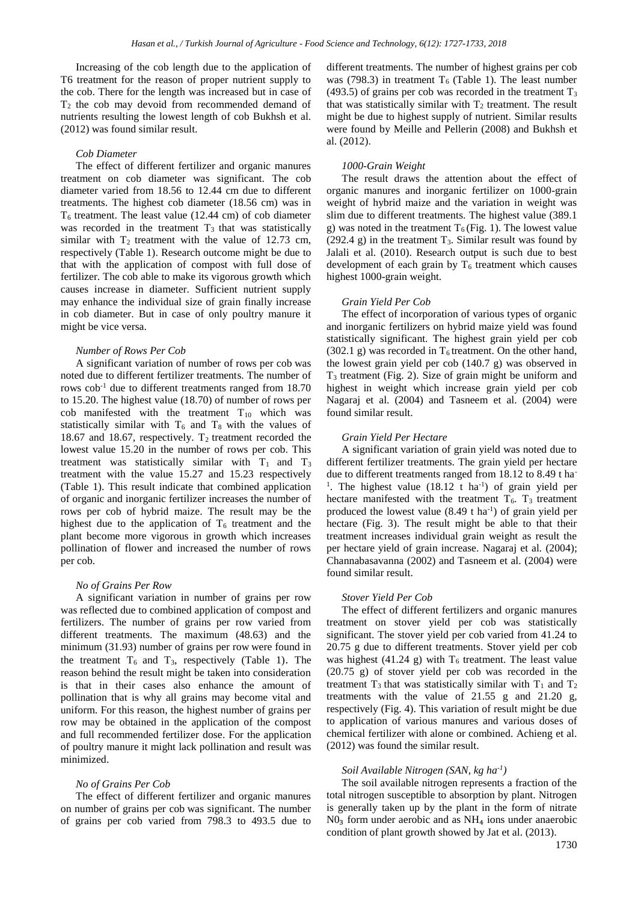Increasing of the cob length due to the application of T6 treatment for the reason of proper nutrient supply to the cob. There for the length was increased but in case of $T_2$ the cob may devoid from recommended demand of nutrients resulting the lowest length of cob Bukhsh et al. (2012) was found similar result.

### *Cob Diameter*

The effect of different fertilizer and organic manures treatment on cob diameter was significant. The cob diameter varied from 18.56 to 12.44 cm due to different treatments. The highest cob diameter (18.56 cm) was in $T_6$ treatment. The least value (12.44 cm) of cob diameter was recorded in the treatment $T_3$ that was statistically similar with $T_2$ treatment with the value of 12.73 cm, respectively (Table 1). Research outcome might be due to that with the application of compost with full dose of fertilizer. The cob able to make its vigorous growth which causes increase in diameter. Sufficient nutrient supply may enhance the individual size of grain finally increase in cob diameter. But in case of only poultry manure it might be vice versa.

### *Number of Rows Per Cob*

A significant variation of number of rows per cob was noted due to different fertilizer treatments. The number of rows cob$^{-1}$ due to different treatments ranged from 18.70 to 15.20. The highest value (18.70) of number of rows per cob manifested with the treatment $T_{10}$ which was statistically similar with $T_6$ and $T_8$ with the values of 18.67 and 18.67, respectively. $T_2$ treatment recorded the lowest value 15.20 in the number of rows per cob. This treatment was statistically similar with $T_1$ and $T_3$ treatment with the value 15.27 and 15.23 respectively (Table 1). This result indicate that combined application of organic and inorganic fertilizer increases the number of rows per cob of hybrid maize. The result may be the highest due to the application of $T_6$ treatment and the plant become more vigorous in growth which increases pollination of flower and increased the number of rows per cob.

### *No of Grains Per Row*

A significant variation in number of grains per row was reflected due to combined application of compost and fertilizers. The number of grains per row varied from different treatments. The maximum (48.63) and the minimum (31.93) number of grains per row were found in the treatment $T_6$ and $T_3$, respectively (Table 1). The reason behind the result might be taken into consideration is that in their cases also enhance the amount of pollination that is why all grains may become vital and uniform. For this reason, the highest number of grains per row may be obtained in the application of the compost and full recommended fertilizer dose. For the application of poultry manure it might lack pollination and result was minimized.

### *No of Grains Per Cob*

The effect of different fertilizer and organic manures on number of grains per cob was significant. The number of grains per cob varied from 798.3 to 493.5 due to different treatments. The number of highest grains per cob was (798.3) in treatment $T_6$ (Table 1). The least number (493.5) of grains per cob was recorded in the treatment $T_3$ that was statistically similar with $T_2$ treatment. The result might be due to highest supply of nutrient. Similar results were found by Meille and Pellerin (2008) and Bukhsh et al. (2012).

### *1000-Grain Weight*

The result draws the attention about the effect of organic manures and inorganic fertilizer on 1000-grain weight of hybrid maize and the variation in weight was slim due to different treatments. The highest value (389.1 g) was noted in the treatment $T_6$ (Fig. 1). The lowest value (292.4 g) in the treatment $T_3$. Similar result was found by Jalali et al. (2010). Research output is such due to best development of each grain by $T_6$ treatment which causes highest 1000-grain weight.

### *Grain Yield Per Cob*

The effect of incorporation of various types of organic and inorganic fertilizers on hybrid maize yield was found statistically significant. The highest grain yield per cob (302.1 g) was recorded in $T_6$ treatment. On the other hand, the lowest grain yield per cob (140.7 g) was observed in $T_3$ treatment (Fig. 2). Size of grain might be uniform and highest in weight which increase grain yield per cob Nagaraj et al. (2004) and Tasneem et al. (2004) were found similar result.

### *Grain Yield Per Hectare*

A significant variation of grain yield was noted due to different fertilizer treatments. The grain yield per hectare due to different treatments ranged from 18.12 to 8.49 t ha$^{-1}$. The highest value (18.12 t ha$^{-1}$) of grain yield per hectare manifested with the treatment $T_6$. $T_3$ treatment produced the lowest value (8.49 t ha$^{-1}$) of grain yield per hectare (Fig. 3). The result might be able to that their treatment increases individual grain weight as result the per hectare yield of grain increase. Nagaraj et al. (2004); Channabasavanna (2002) and Tasneem et al. (2004) were found similar result.

### *Stover Yield Per Cob*

The effect of different fertilizers and organic manures treatment on stover yield per cob was statistically significant. The stover yield per cob varied from 41.24 to 20.75 g due to different treatments. Stover yield per cob was highest (41.24 g) with $T_6$ treatment. The least value (20.75 g) of stover yield per cob was recorded in the treatment $T_3$ that was statistically similar with $T_1$ and $T_2$ treatments with the value of 21.55 g and 21.20 g, respectively (Fig. 4). This variation of result might be due to application of various manures and various doses of chemical fertilizer with alone or combined. Achieng et al. (2012) was found the similar result.

### *Soil Available Nitrogen (SAN, kg ha$^{-1}$)*

The soil available nitrogen represents a fraction of the total nitrogen susceptible to absorption by plant. Nitrogen is generally taken up by the plant in the form of nitrate $N0_3$ form under aerobic and as $NH_4$ ions under anaerobic condition of plant growth showed by Jat et al. (2013).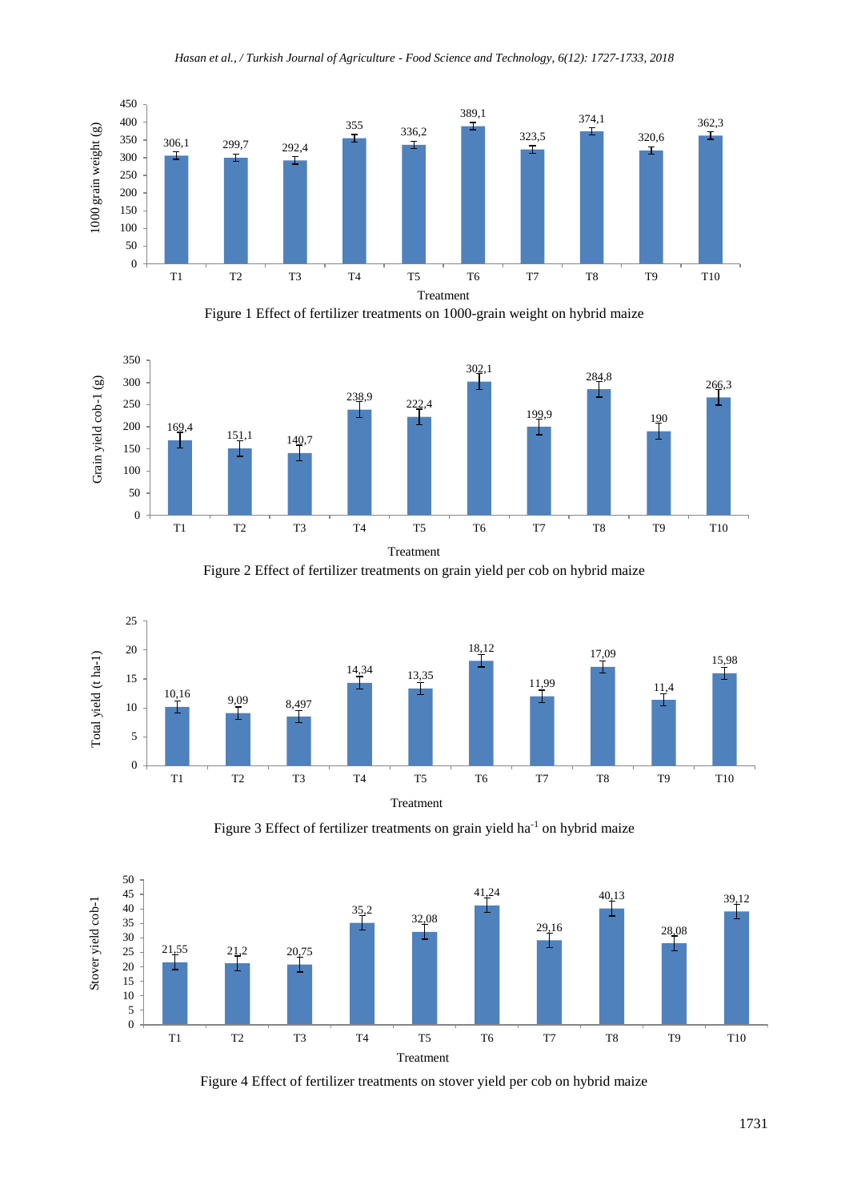Figure 1 Effect of fertilizer treatments on 1000-grain weight on hybrid maize

Figure 2 Effect of fertilizer treatments on grain yield per cob on hybrid maize

Figure 3 Effect of fertilizer treatments on grain yield $ha^{-1}$ on hybrid maize

Figure 4 Effect of fertilizer treatments on stover yield per cob on hybrid maize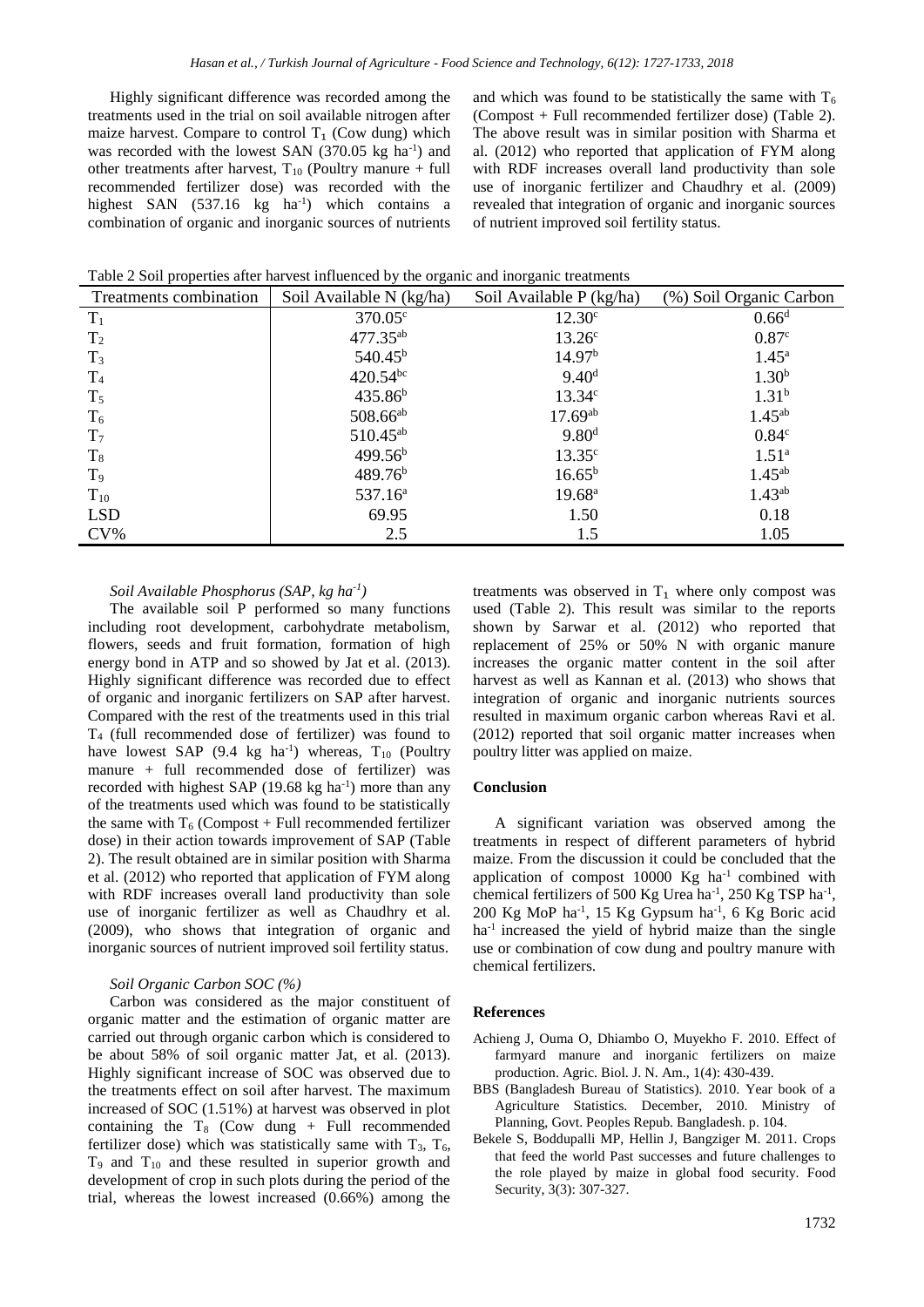Highly significant difference was recorded among the treatments used in the trial on soil available nitrogen after maize harvest. Compare to control $T_1$ (Cow dung) which was recorded with the lowest SAN (370.05 kg ha$^{-1}$) and other treatments after harvest, $T_{10}$ (Poultry manure + full recommended fertilizer dose) was recorded with the highest SAN (537.16 kg ha$^{-1}$) which contains a combination of organic and inorganic sources of nutrients and which was found to be statistically the same with $T_6$ (Compost + Full recommended fertilizer dose) (Table 2). The above result was in similar position with Sharma et al. (2012) who reported that application of FYM along with RDF increases overall land productivity than sole use of inorganic fertilizer and Chaudhry et al. (2009) revealed that integration of organic and inorganic sources of nutrient improved soil fertility status.

Table 2 Soil properties after harvest influenced by the organic and inorganic treatments

| Treatments combination | Soil Available N (kg/ha) | Soil Available P (kg/ha) | (%) Soil Organic Carbon |
|---|---|---|---|
| $T_1$ | 370.05$^{c}$ | 12.30$^{c}$ | 0.66$^{d}$ |
| $T_2$ | 477.35$^{ab}$ | 13.26$^{c}$ | 0.87$^{c}$ |
| $T_3$ | 540.45$^{b}$ | 14.97$^{b}$ | 1.45$^{a}$ |
| $T_4$ | 420.54$^{bc}$ | 9.40$^{d}$ | 1.30$^{b}$ |
| $T_5$ | 435.86$^{b}$ | 13.34$^{c}$ | 1.31$^{b}$ |
| $T_6$ | 508.66$^{ab}$ | 17.69$^{ab}$ | 1.45$^{ab}$ |
| $T_7$ | 510.45$^{ab}$ | 9.80$^{d}$ | 0.84$^{c}$ |
| $T_8$ | 499.56$^{b}$ | 13.35$^{c}$ | 1.51$^{a}$ |
| $T_9$ | 489.76$^{b}$ | 16.65$^{b}$ | 1.45$^{ab}$ |
| $T_{10}$ | 537.16$^{a}$ | 19.68$^{a}$ | 1.43$^{ab}$ |
| LSD | 69.95 | 1.50 | 0.18 |
| CV% | 2.5 | 1.5 | 1.05 |

*Soil Available Phosphorus (SAP, kg ha$^{-1}$)*

The available soil P performed so many functions including root development, carbohydrate metabolism, flowers, seeds and fruit formation, formation of high energy bond in ATP and so showed by Jat et al. (2013). Highly significant difference was recorded due to effect of organic and inorganic fertilizers on SAP after harvest. Compared with the rest of the treatments used in this trial $T_4$ (full recommended dose of fertilizer) was found to have lowest SAP (9.4 kg ha$^{-1}$) whereas, $T_{10}$ (Poultry manure + full recommended dose of fertilizer) was recorded with highest SAP (19.68 kg ha$^{-1}$) more than any of the treatments used which was found to be statistically the same with $T_6$ (Compost + Full recommended fertilizer dose) in their action towards improvement of SAP (Table 2). The result obtained are in similar position with Sharma et al. (2012) who reported that application of FYM along with RDF increases overall land productivity than sole use of inorganic fertilizer as well as Chaudhry et al. (2009), who shows that integration of organic and inorganic sources of nutrient improved soil fertility status.

*Soil Organic Carbon SOC (%)*

Carbon was considered as the major constituent of organic matter and the estimation of organic matter are carried out through organic carbon which is considered to be about 58% of soil organic matter Jat, et al. (2013). Highly significant increase of SOC was observed due to the treatments effect on soil after harvest. The maximum increased of SOC (1.51%) at harvest was observed in plot containing the $T_8$ (Cow dung + Full recommended fertilizer dose) which was statistically same with $T_3$, $T_6$, $T_9$ and $T_{10}$ and these resulted in superior growth and development of crop in such plots during the period of the trial, whereas the lowest increased (0.66%) among the treatments was observed in $T_1$ where only compost was used (Table 2). This result was similar to the reports shown by Sarwar et al. (2012) who reported that replacement of 25% or 50% N with organic manure increases the organic matter content in the soil after harvest as well as Kannan et al. (2013) who shows that integration of organic and inorganic nutrients sources resulted in maximum organic carbon whereas Ravi et al. (2012) reported that soil organic matter increases when poultry litter was applied on maize.

**Conclusion**

A significant variation was observed among the treatments in respect of different parameters of hybrid maize. From the discussion it could be concluded that the application of compost 10000 Kg ha$^{-1}$ combined with chemical fertilizers of 500 Kg Urea ha$^{-1}$, 250 Kg TSP ha$^{-1}$, 200 Kg MoP ha$^{-1}$, 15 Kg Gypsum ha$^{-1}$, 6 Kg Boric acid ha$^{-1}$ increased the yield of hybrid maize than the single use or combination of cow dung and poultry manure with chemical fertilizers.

**References**

Achieng J, Ouma O, Dhiambo O, Muyekho F. 2010. Effect of farmyard manure and inorganic fertilizers on maize production. Agric. Biol. J. N. Am., 1(4): 430-439.

BBS (Bangladesh Bureau of Statistics). 2010. Year book of a Agriculture Statistics. December, 2010. Ministry of Planning, Govt. Peoples Repub. Bangladesh. p. 104.

Bekele S, Boddupalli MP, Hellin J, Bangziger M. 2011. Crops that feed the world Past successes and future challenges to the role played by maize in global food security. Food Security, 3(3): 307-327.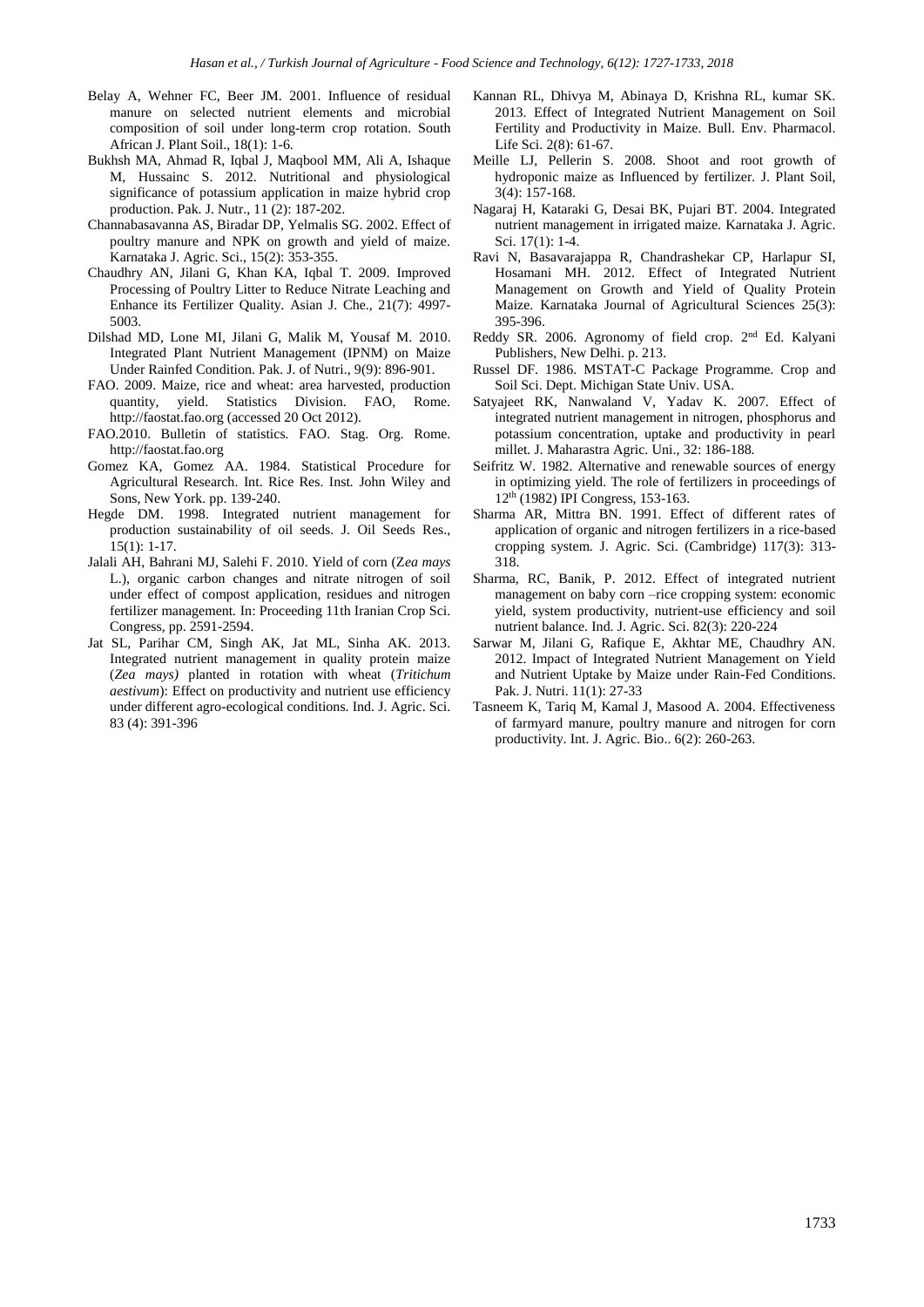Belay A, Wehner FC, Beer JM. 2001. Influence of residual manure on selected nutrient elements and microbial composition of soil under long-term crop rotation. South African J. Plant Soil., 18(1): 1-6.

Bukhsh MA, Ahmad R, Iqbal J, Maqbool MM, Ali A, Ishaque M, Hussainc S. 2012. Nutritional and physiological significance of potassium application in maize hybrid crop production. Pak. J. Nutr., 11 (2): 187-202.

Channabasavanna AS, Biradar DP, Yelmalis SG. 2002. Effect of poultry manure and NPK on growth and yield of maize. Karnataka J. Agric. Sci., 15(2): 353-355.

Chaudhry AN, Jilani G, Khan KA, Iqbal T. 2009. Improved Processing of Poultry Litter to Reduce Nitrate Leaching and Enhance its Fertilizer Quality. Asian J. Che., 21(7): 4997-5003.

Dilshad MD, Lone MI, Jilani G, Malik M, Yousaf M. 2010. Integrated Plant Nutrient Management (IPNM) on Maize Under Rainfed Condition. Pak. J. of Nutri., 9(9): 896-901.

FAO. 2009. Maize, rice and wheat: area harvested, production quantity, yield. Statistics Division. FAO, Rome. http://faostat.fao.org (accessed 20 Oct 2012).

FAO.2010. Bulletin of statistics. FAO. Stag. Org. Rome. http://faostat.fao.org

Gomez KA, Gomez AA. 1984. Statistical Procedure for Agricultural Research. Int. Rice Res. Inst. John Wiley and Sons, New York. pp. 139-240.

Hegde DM. 1998. Integrated nutrient management for production sustainability of oil seeds. J. Oil Seeds Res., 15(1): 1-17.

Jalali AH, Bahrani MJ, Salehi F. 2010. Yield of corn (Z*ea mays* L.), organic carbon changes and nitrate nitrogen of soil under effect of compost application, residues and nitrogen fertilizer management. In: Proceeding 11th Iranian Crop Sci. Congress, pp. 2591-2594.

Jat SL, Parihar CM, Singh AK, Jat ML, Sinha AK. 2013. Integrated nutrient management in quality protein maize (*Zea mays)* planted in rotation with wheat (*Tritichum aestivum*): Effect on productivity and nutrient use efficiency under different agro-ecological conditions. Ind. J. Agric. Sci. 83 (4): 391-396

Kannan RL, Dhivya M, Abinaya D, Krishna RL, kumar SK. 2013. Effect of Integrated Nutrient Management on Soil Fertility and Productivity in Maize. Bull. Env. Pharmacol. Life Sci. 2(8): 61-67.

Meille LJ, Pellerin S. 2008. Shoot and root growth of hydroponic maize as Influenced by fertilizer. J. Plant Soil, 3(4): 157-168.

Nagaraj H, Kataraki G, Desai BK, Pujari BT. 2004. Integrated nutrient management in irrigated maize. Karnataka J. Agric. Sci. 17(1): 1-4.

Ravi N, Basavarajappa R, Chandrashekar CP, Harlapur SI, Hosamani MH. 2012. Effect of Integrated Nutrient Management on Growth and Yield of Quality Protein Maize. Karnataka Journal of Agricultural Sciences 25(3): 395-396.

Reddy SR. 2006. Agronomy of field crop. 2nd Ed. Kalyani Publishers, New Delhi. p. 213.

Russel DF. 1986. MSTAT-C Package Programme. Crop and Soil Sci. Dept. Michigan State Univ. USA.

Satyajeet RK, Nanwaland V, Yadav K. 2007. Effect of integrated nutrient management in nitrogen, phosphorus and potassium concentration, uptake and productivity in pearl millet. J. Maharastra Agric. Uni., 32: 186-188.

Seifritz W. 1982. Alternative and renewable sources of energy in optimizing yield. The role of fertilizers in proceedings of 12th (1982) IPI Congress, 153-163.

Sharma AR, Mittra BN. 1991. Effect of different rates of application of organic and nitrogen fertilizers in a rice-based cropping system. J. Agric. Sci. (Cambridge) 117(3): 313-318.

Sharma, RC, Banik, P. 2012. Effect of integrated nutrient management on baby corn –rice cropping system: economic yield, system productivity, nutrient-use efficiency and soil nutrient balance. Ind. J. Agric. Sci. 82(3): 220-224

Sarwar M, Jilani G, Rafique E, Akhtar ME, Chaudhry AN. 2012. Impact of Integrated Nutrient Management on Yield and Nutrient Uptake by Maize under Rain-Fed Conditions. Pak. J. Nutri. 11(1): 27-33

Tasneem K, Tariq M, Kamal J, Masood A. 2004. Effectiveness of farmyard manure, poultry manure and nitrogen for corn productivity. Int. J. Agric. Bio.. 6(2): 260-263.